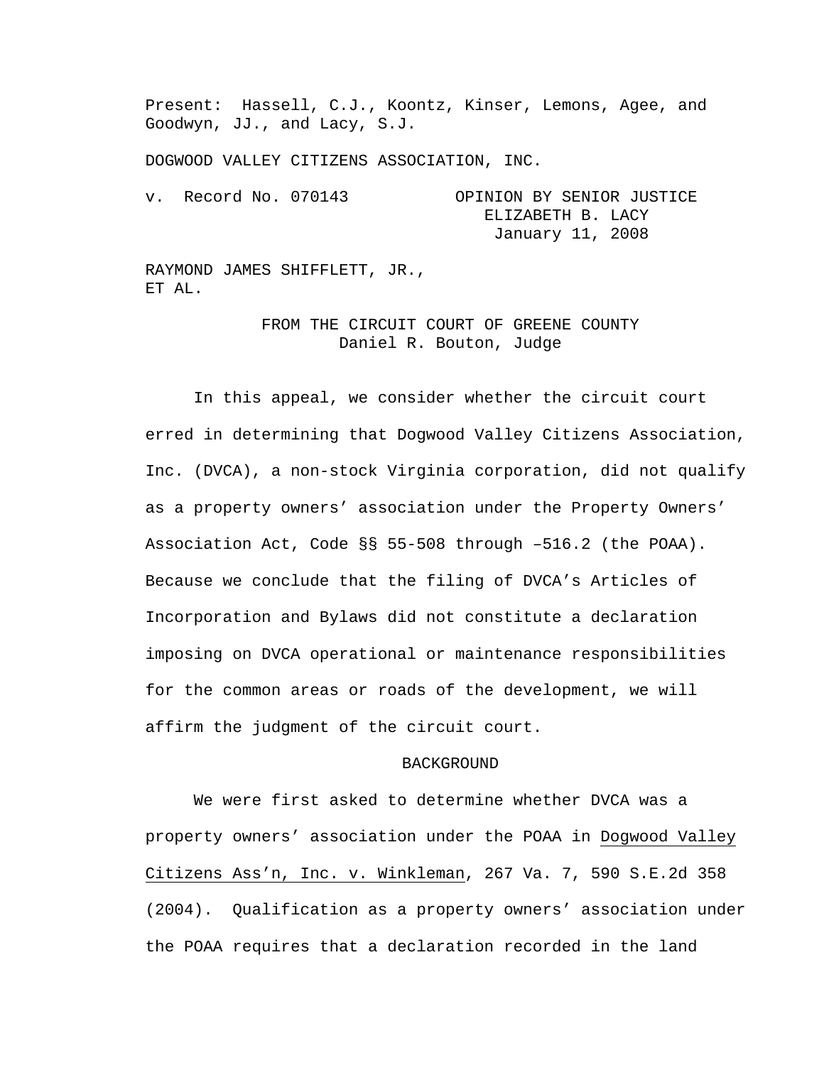Present: Hassell, C.J., Koontz, Kinser, Lemons, Agee, and Goodwyn, JJ., and Lacy, S.J.

DOGWOOD VALLEY CITIZENS ASSOCIATION, INC.

v. Record No. 070143

OPINION BY SENIOR JUSTICE ELIZABETH B. LACY
January 11, 2008

RAYMOND JAMES SHIFFLETT, JR., ET AL.

FROM THE CIRCUIT COURT OF GREENE COUNTY
Daniel R. Bouton, Judge

In this appeal, we consider whether the circuit court erred in determining that Dogwood Valley Citizens Association, Inc. (DVCA), a non-stock Virginia corporation, did not qualify as a property owners' association under the Property Owners' Association Act, Code §§ 55-508 through –516.2 (the POAA). Because we conclude that the filing of DVCA's Articles of Incorporation and Bylaws did not constitute a declaration imposing on DVCA operational or maintenance responsibilities for the common areas or roads of the development, we will affirm the judgment of the circuit court.

BACKGROUND

We were first asked to determine whether DVCA was a property owners' association under the POAA in Dogwood Valley Citizens Ass'n, Inc. v. Winkleman, 267 Va. 7, 590 S.E.2d 358 (2004). Qualification as a property owners' association under the POAA requires that a declaration recorded in the land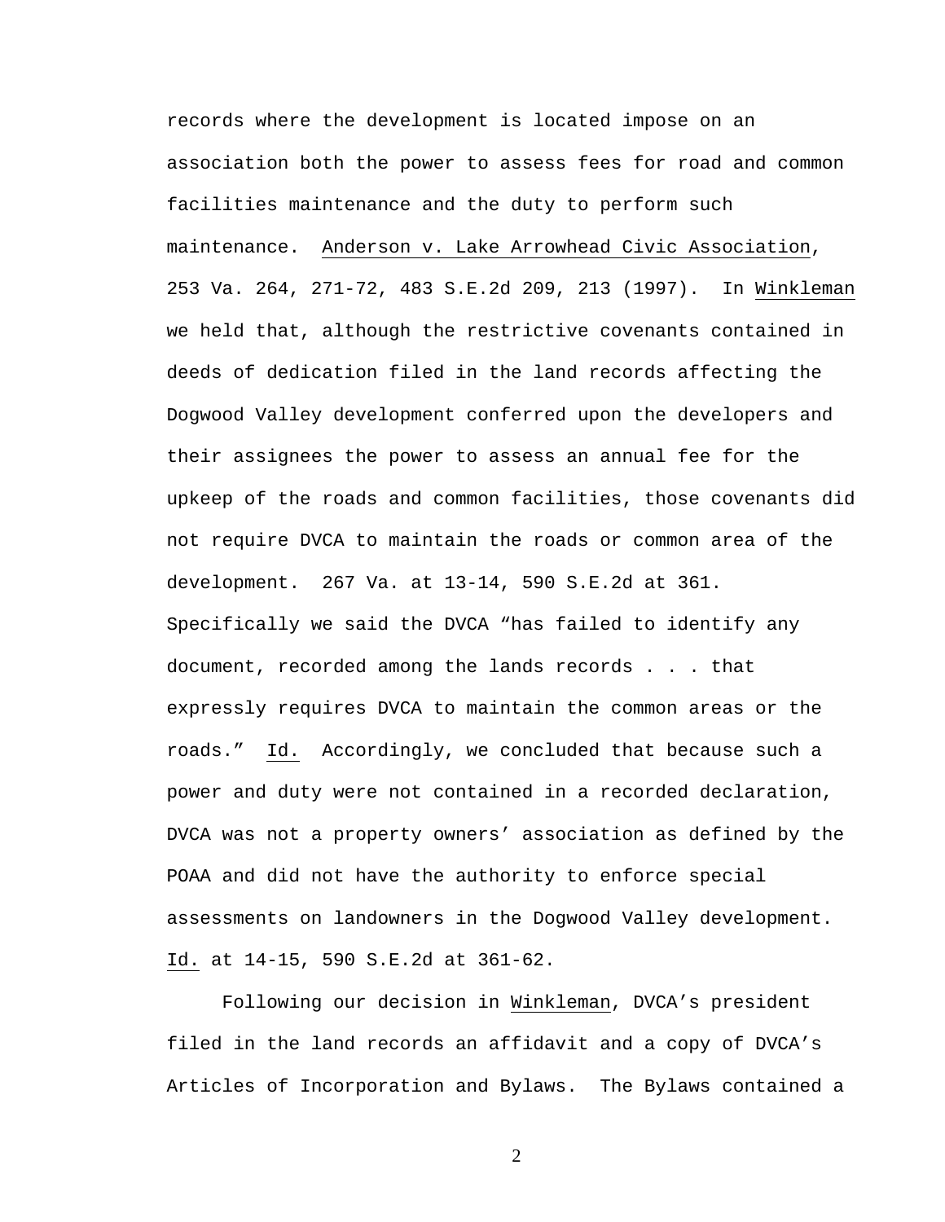records where the development is located impose on an association both the power to assess fees for road and common facilities maintenance and the duty to perform such maintenance. Anderson v. Lake Arrowhead Civic Association, 253 Va. 264, 271-72, 483 S.E.2d 209, 213 (1997). In Winkleman we held that, although the restrictive covenants contained in deeds of dedication filed in the land records affecting the Dogwood Valley development conferred upon the developers and their assignees the power to assess an annual fee for the upkeep of the roads and common facilities, those covenants did not require DVCA to maintain the roads or common area of the development. 267 Va. at 13-14, 590 S.E.2d at 361. Specifically we said the DVCA "has failed to identify any document, recorded among the lands records . . . that expressly requires DVCA to maintain the common areas or the roads." Id. Accordingly, we concluded that because such a power and duty were not contained in a recorded declaration, DVCA was not a property owners' association as defined by the POAA and did not have the authority to enforce special assessments on landowners in the Dogwood Valley development. Id. at 14-15, 590 S.E.2d at 361-62.

Following our decision in Winkleman, DVCA's president filed in the land records an affidavit and a copy of DVCA's Articles of Incorporation and Bylaws. The Bylaws contained a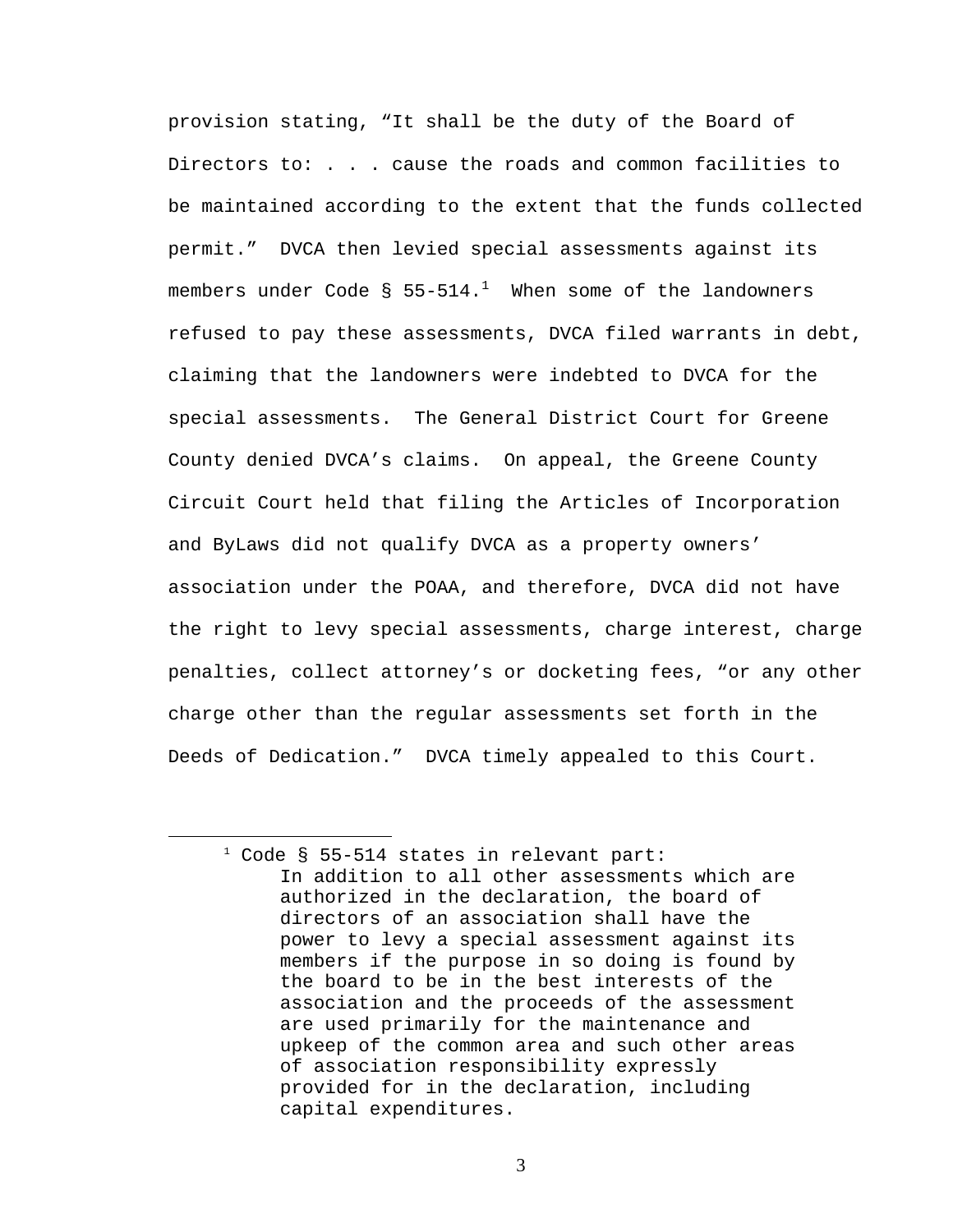provision stating, “It shall be the duty of the Board of Directors to: . . . cause the roads and common facilities to be maintained according to the extent that the funds collected permit.” DVCA then levied special assessments against its members under Code § 55-514.[1] When some of the landowners refused to pay these assessments, DVCA filed warrants in debt, claiming that the landowners were indebted to DVCA for the special assessments. The General District Court for Greene County denied DVCA’s claims. On appeal, the Greene County Circuit Court held that filing the Articles of Incorporation and ByLaws did not qualify DVCA as a property owners’ association under the POAA, and therefore, DVCA did not have the right to levy special assessments, charge interest, charge penalties, collect attorney’s or docketing fees, “or any other charge other than the regular assessments set forth in the Deeds of Dedication.” DVCA timely appealed to this Court.

---

[1] Code § 55-514 states in relevant part:

> In addition to all other assessments which are authorized in the declaration, the board of directors of an association shall have the power to levy a special assessment against its members if the purpose in so doing is found by the board to be in the best interests of the association and the proceeds of the assessment are used primarily for the maintenance and upkeep of the common area and such other areas of association responsibility expressly provided for in the declaration, including capital expenditures.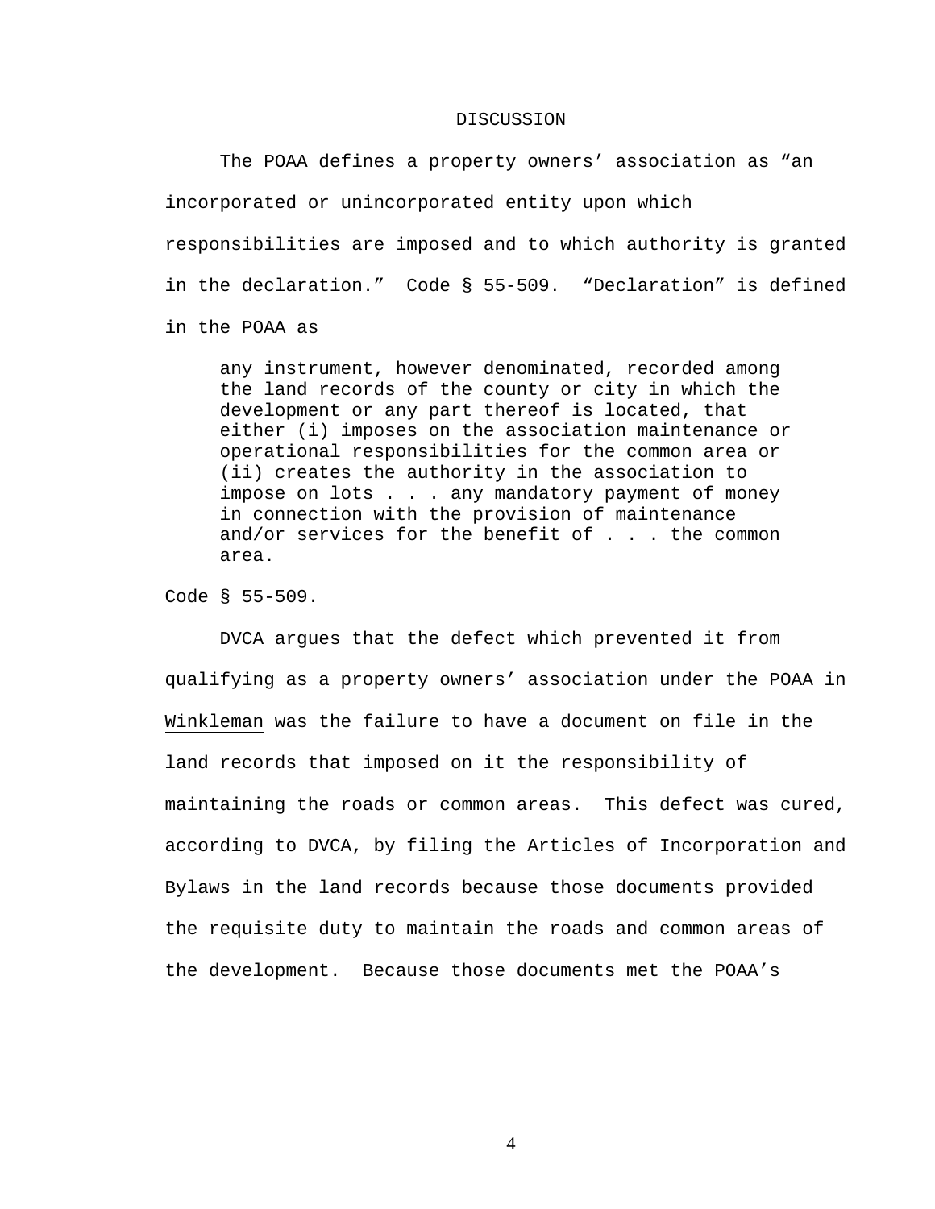DISCUSSION

The POAA defines a property owners' association as "an incorporated or unincorporated entity upon which responsibilities are imposed and to which authority is granted in the declaration." Code § 55-509. "Declaration" is defined in the POAA as

> any instrument, however denominated, recorded among the land records of the county or city in which the development or any part thereof is located, that either (i) imposes on the association maintenance or operational responsibilities for the common area or (ii) creates the authority in the association to impose on lots . . . any mandatory payment of money in connection with the provision of maintenance and/or services for the benefit of . . . the common area.

Code § 55-509.

DVCA argues that the defect which prevented it from qualifying as a property owners' association under the POAA in <u>Winkleman</u> was the failure to have a document on file in the land records that imposed on it the responsibility of maintaining the roads or common areas. This defect was cured, according to DVCA, by filing the Articles of Incorporation and Bylaws in the land records because those documents provided the requisite duty to maintain the roads and common areas of the development. Because those documents met the POAA's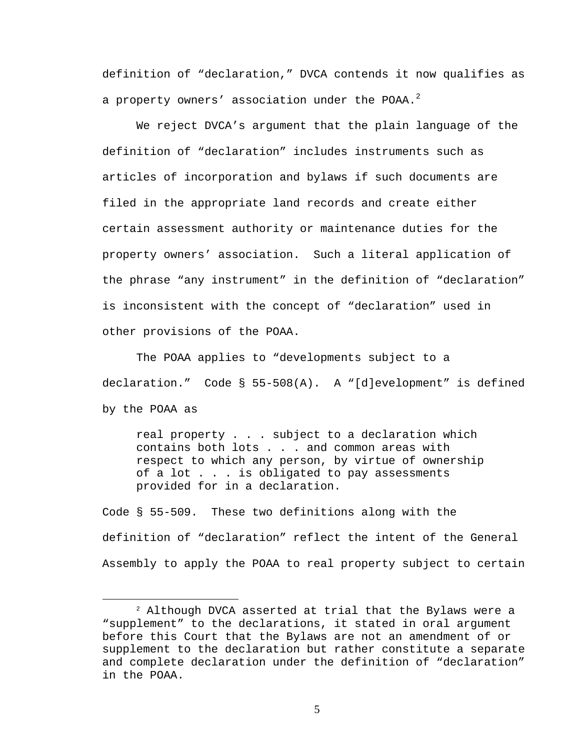definition of "declaration," DVCA contends it now qualifies as a property owners' association under the POAA.[2]

We reject DVCA's argument that the plain language of the definition of "declaration" includes instruments such as articles of incorporation and bylaws if such documents are filed in the appropriate land records and create either certain assessment authority or maintenance duties for the property owners' association. Such a literal application of the phrase "any instrument" in the definition of "declaration" is inconsistent with the concept of "declaration" used in other provisions of the POAA.

The POAA applies to "developments subject to a declaration." Code § 55-508(A). A "[d]evelopment" is defined by the POAA as

> real property . . . subject to a declaration which contains both lots . . . and common areas with respect to which any person, by virtue of ownership of a lot . . . is obligated to pay assessments provided for in a declaration.

Code § 55-509. These two definitions along with the definition of "declaration" reflect the intent of the General Assembly to apply the POAA to real property subject to certain

---

[2] Although DVCA asserted at trial that the Bylaws were a "supplement" to the declarations, it stated in oral argument before this Court that the Bylaws are not an amendment of or supplement to the declaration but rather constitute a separate and complete declaration under the definition of "declaration" in the POAA.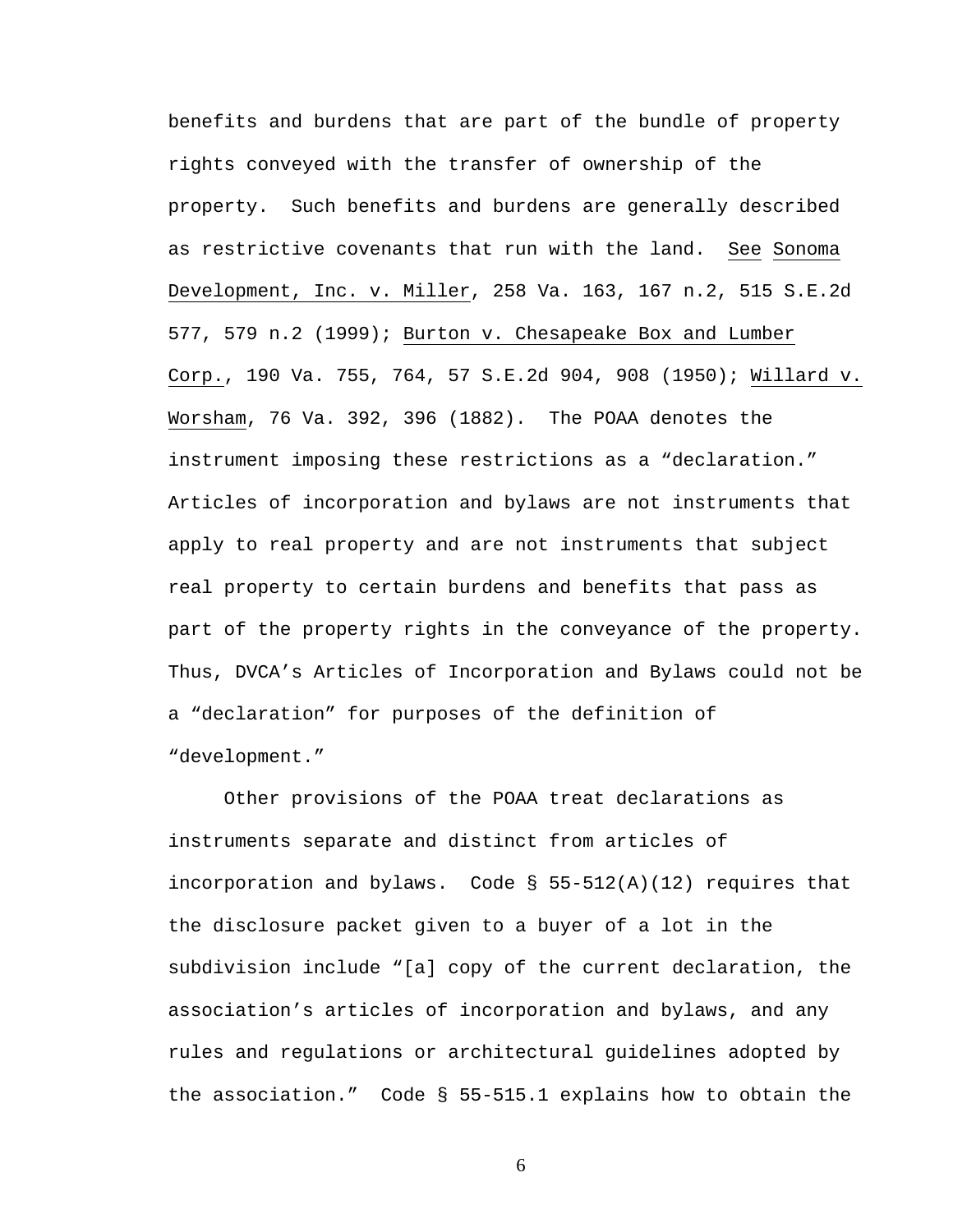benefits and burdens that are part of the bundle of property rights conveyed with the transfer of ownership of the property. Such benefits and burdens are generally described as restrictive covenants that run with the land. See Sonoma Development, Inc. v. Miller, 258 Va. 163, 167 n.2, 515 S.E.2d 577, 579 n.2 (1999); Burton v. Chesapeake Box and Lumber Corp., 190 Va. 755, 764, 57 S.E.2d 904, 908 (1950); Willard v. Worsham, 76 Va. 392, 396 (1882). The POAA denotes the instrument imposing these restrictions as a "declaration." Articles of incorporation and bylaws are not instruments that apply to real property and are not instruments that subject real property to certain burdens and benefits that pass as part of the property rights in the conveyance of the property. Thus, DVCA's Articles of Incorporation and Bylaws could not be a "declaration" for purposes of the definition of "development."

Other provisions of the POAA treat declarations as instruments separate and distinct from articles of incorporation and bylaws. Code § 55-512(A)(12) requires that the disclosure packet given to a buyer of a lot in the subdivision include "[a] copy of the current declaration, the association's articles of incorporation and bylaws, and any rules and regulations or architectural guidelines adopted by the association." Code § 55-515.1 explains how to obtain the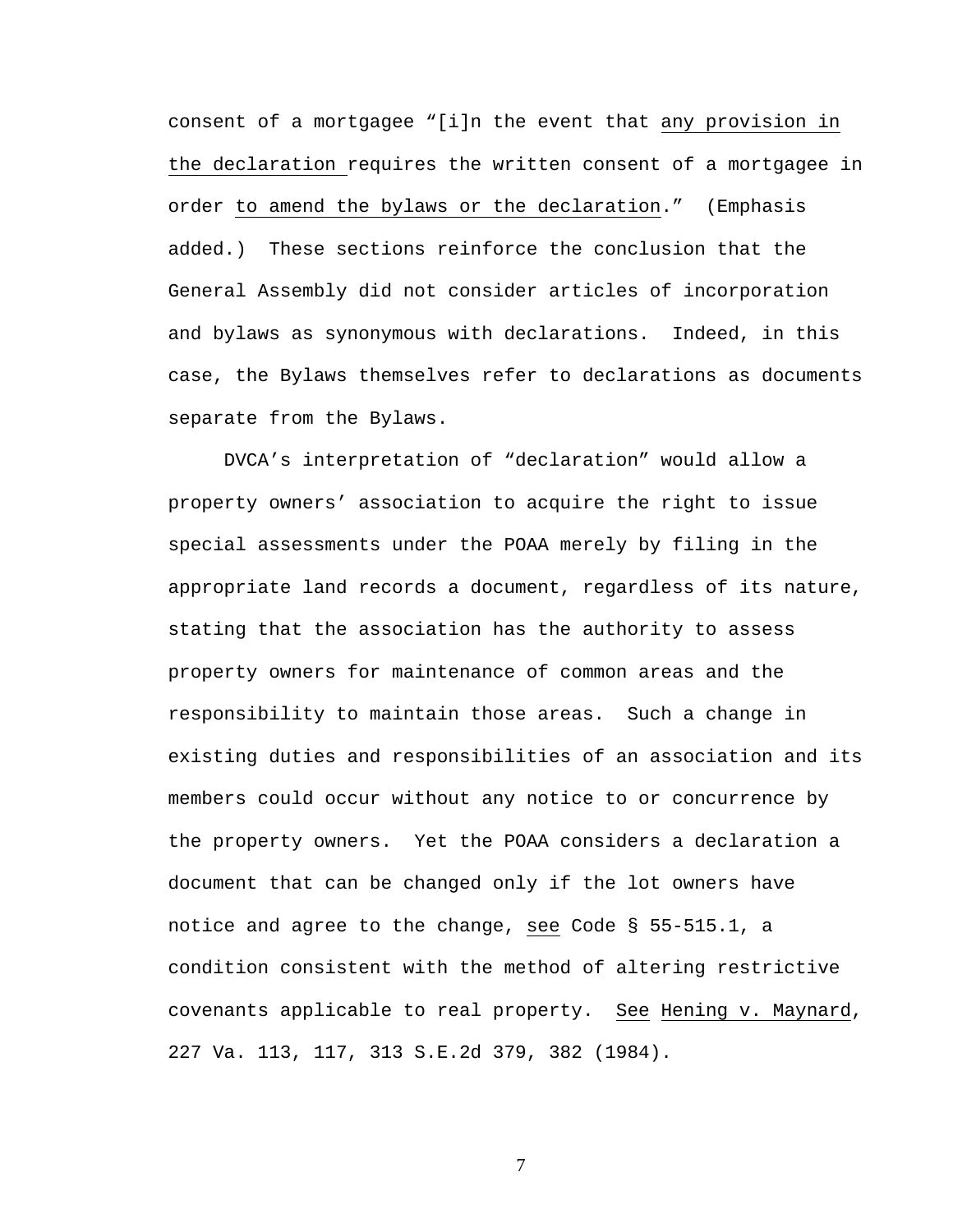consent of a mortgagee "[i]n the event that <u>any provision in the declaration</u> requires the written consent of a mortgagee in order <u>to amend the bylaws or the declaration</u>." (Emphasis added.) These sections reinforce the conclusion that the General Assembly did not consider articles of incorporation and bylaws as synonymous with declarations. Indeed, in this case, the Bylaws themselves refer to declarations as documents separate from the Bylaws.

DVCA's interpretation of "declaration" would allow a property owners' association to acquire the right to issue special assessments under the POAA merely by filing in the appropriate land records a document, regardless of its nature, stating that the association has the authority to assess property owners for maintenance of common areas and the responsibility to maintain those areas. Such a change in existing duties and responsibilities of an association and its members could occur without any notice to or concurrence by the property owners. Yet the POAA considers a declaration a document that can be changed only if the lot owners have notice and agree to the change, <u>see</u> Code § 55-515.1, a condition consistent with the method of altering restrictive covenants applicable to real property. <u>See</u> <u>Hening v. Maynard</u>, 227 Va. 113, 117, 313 S.E.2d 379, 382 (1984).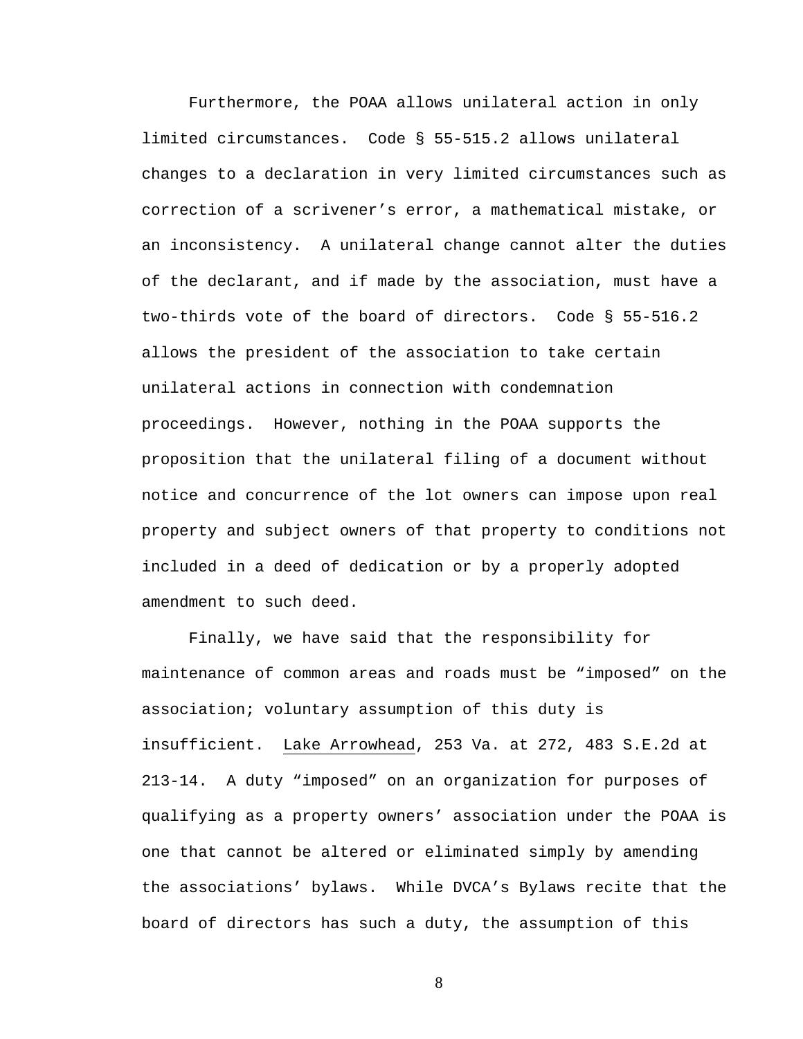Furthermore, the POAA allows unilateral action in only limited circumstances. Code § 55-515.2 allows unilateral changes to a declaration in very limited circumstances such as correction of a scrivener's error, a mathematical mistake, or an inconsistency. A unilateral change cannot alter the duties of the declarant, and if made by the association, must have a two-thirds vote of the board of directors. Code § 55-516.2 allows the president of the association to take certain unilateral actions in connection with condemnation proceedings. However, nothing in the POAA supports the proposition that the unilateral filing of a document without notice and concurrence of the lot owners can impose upon real property and subject owners of that property to conditions not included in a deed of dedication or by a properly adopted amendment to such deed.

Finally, we have said that the responsibility for maintenance of common areas and roads must be "imposed" on the association; voluntary assumption of this duty is insufficient. Lake Arrowhead, 253 Va. at 272, 483 S.E.2d at 213-14. A duty "imposed" on an organization for purposes of qualifying as a property owners' association under the POAA is one that cannot be altered or eliminated simply by amending the associations' bylaws. While DVCA's Bylaws recite that the board of directors has such a duty, the assumption of this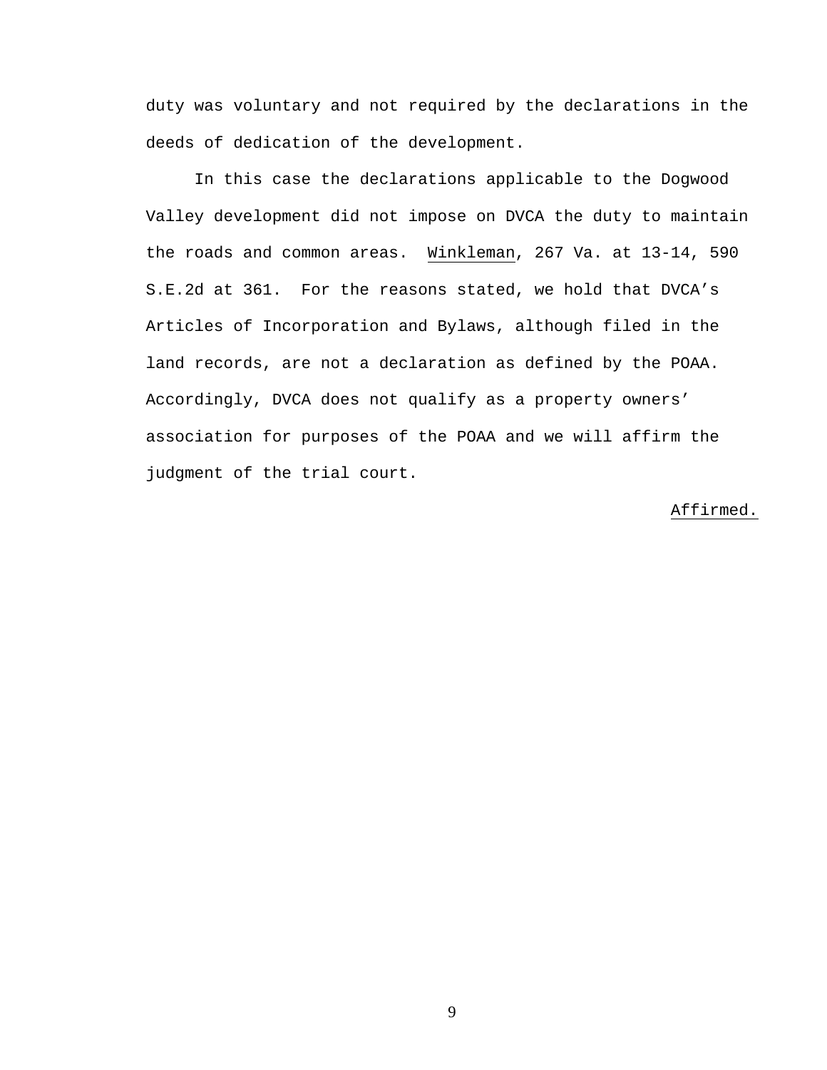duty was voluntary and not required by the declarations in the deeds of dedication of the development.

In this case the declarations applicable to the Dogwood Valley development did not impose on DVCA the duty to maintain the roads and common areas. Winkleman, 267 Va. at 13-14, 590 S.E.2d at 361. For the reasons stated, we hold that DVCA's Articles of Incorporation and Bylaws, although filed in the land records, are not a declaration as defined by the POAA. Accordingly, DVCA does not qualify as a property owners' association for purposes of the POAA and we will affirm the judgment of the trial court.

Affirmed.